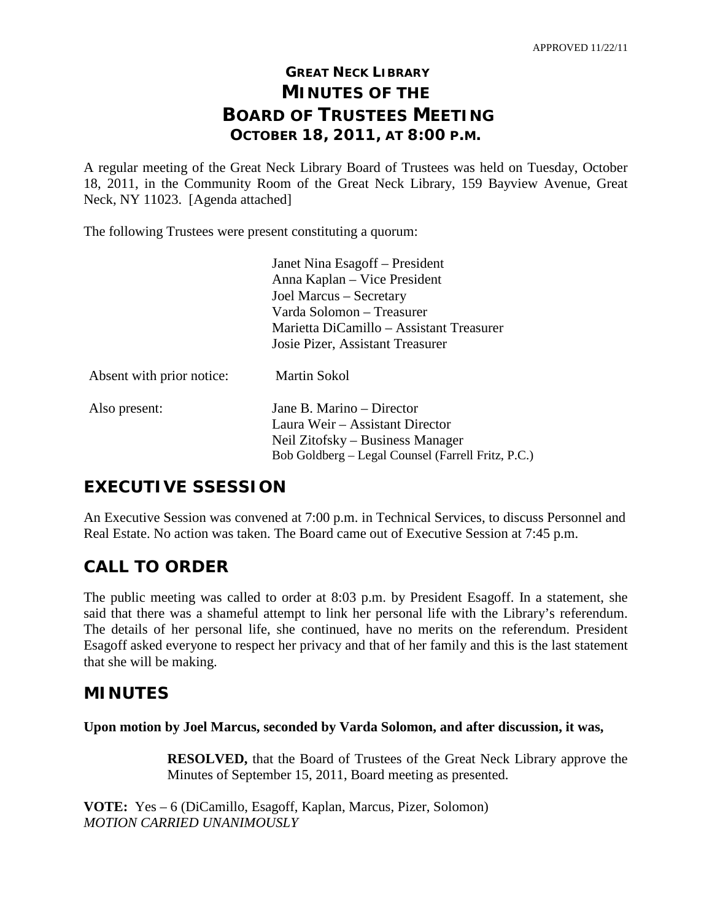APPROVED 11/22/11

# GREAT NECK LIBRARY
# MINUTES OF THE
# BOARD OF TRUSTEES MEETING
## OCTOBER 18, 2011, AT 8:00 P.M.

A regular meeting of the Great Neck Library Board of Trustees was held on Tuesday, October 18, 2011, in the Community Room of the Great Neck Library, 159 Bayview Avenue, Great Neck, NY 11023. [Agenda attached]

The following Trustees were present constituting a quorum:

Janet Nina Esagoff – President
Anna Kaplan – Vice President
Joel Marcus – Secretary
Varda Solomon – Treasurer
Marietta DiCamillo – Assistant Treasurer
Josie Pizer, Assistant Treasurer

Absent with prior notice: Martin Sokol

Also present:
Jane B. Marino – Director
Laura Weir – Assistant Director
Neil Zitofsky – Business Manager
Bob Goldberg – Legal Counsel (Farrell Fritz, P.C.)

## EXECUTIVE SSESSION

An Executive Session was convened at 7:00 p.m. in Technical Services, to discuss Personnel and Real Estate. No action was taken. The Board came out of Executive Session at 7:45 p.m.

## CALL TO ORDER

The public meeting was called to order at 8:03 p.m. by President Esagoff. In a statement, she said that there was a shameful attempt to link her personal life with the Library's referendum. The details of her personal life, she continued, have no merits on the referendum. President Esagoff asked everyone to respect her privacy and that of her family and this is the last statement that she will be making.

## MINUTES

**Upon motion by Joel Marcus, seconded by Varda Solomon, and after discussion, it was,**

> **RESOLVED,** that the Board of Trustees of the Great Neck Library approve the Minutes of September 15, 2011, Board meeting as presented.

**VOTE:** Yes – 6 (DiCamillo, Esagoff, Kaplan, Marcus, Pizer, Solomon)
*MOTION CARRIED UNANIMOUSLY*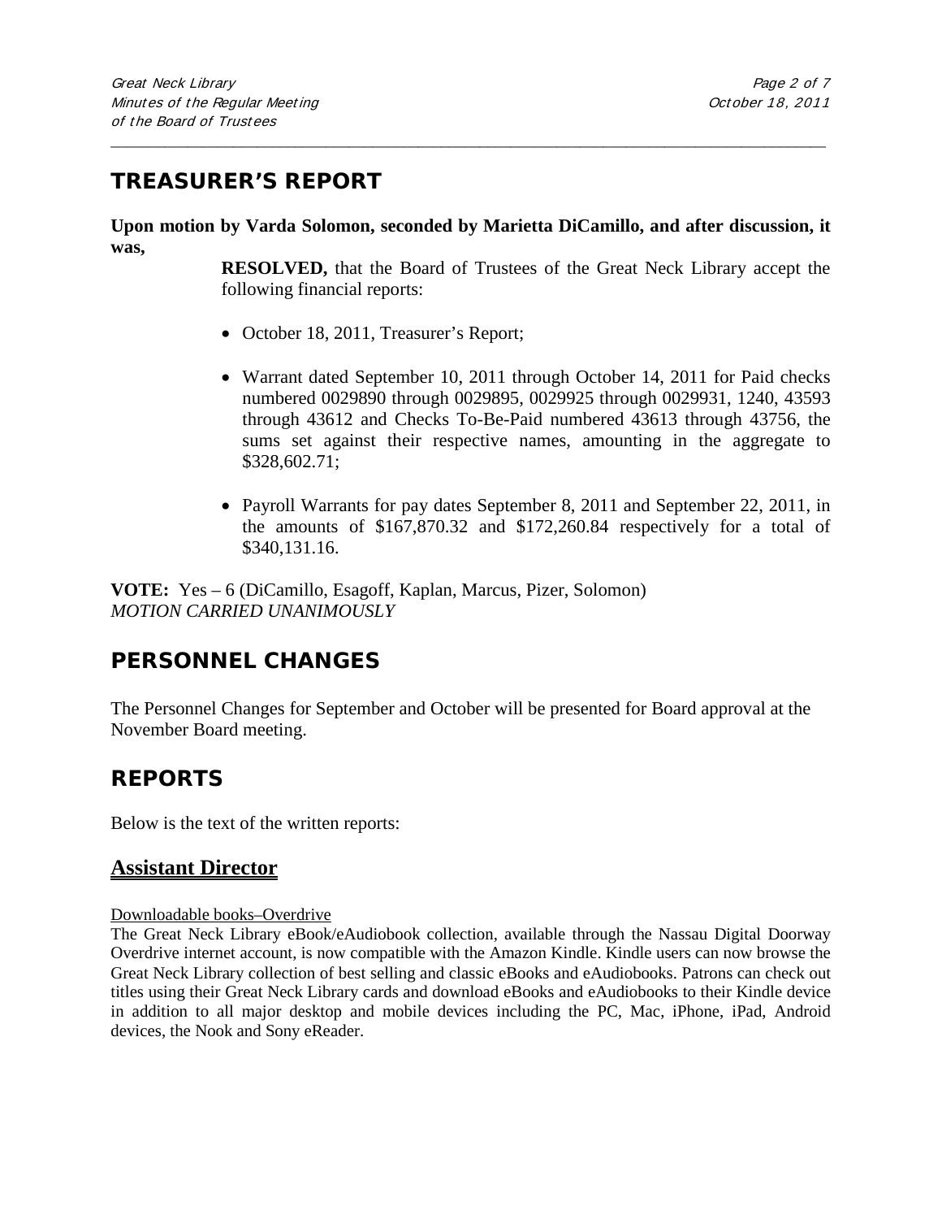## TREASURER'S REPORT

**Upon motion by Varda Solomon, seconded by Marietta DiCamillo, and after discussion, it was,**

> **RESOLVED,** that the Board of Trustees of the Great Neck Library accept the following financial reports:
>
> - October 18, 2011, Treasurer's Report;
> - Warrant dated September 10, 2011 through October 14, 2011 for Paid checks numbered 0029890 through 0029895, 0029925 through 0029931, 1240, 43593 through 43612 and Checks To-Be-Paid numbered 43613 through 43756, the sums set against their respective names, amounting in the aggregate to $328,602.71;
> - Payroll Warrants for pay dates September 8, 2011 and September 22, 2011, in the amounts of $167,870.32 and $172,260.84 respectively for a total of $340,131.16.

**VOTE:** Yes – 6 (DiCamillo, Esagoff, Kaplan, Marcus, Pizer, Solomon)
*MOTION CARRIED UNANIMOUSLY*

## PERSONNEL CHANGES

The Personnel Changes for September and October will be presented for Board approval at the November Board meeting.

## REPORTS

Below is the text of the written reports:

### Assistant Director

Downloadable books–Overdrive

The Great Neck Library eBook/eAudiobook collection, available through the Nassau Digital Doorway Overdrive internet account, is now compatible with the Amazon Kindle. Kindle users can now browse the Great Neck Library collection of best selling and classic eBooks and eAudiobooks. Patrons can check out titles using their Great Neck Library cards and download eBooks and eAudiobooks to their Kindle device in addition to all major desktop and mobile devices including the PC, Mac, iPhone, iPad, Android devices, the Nook and Sony eReader.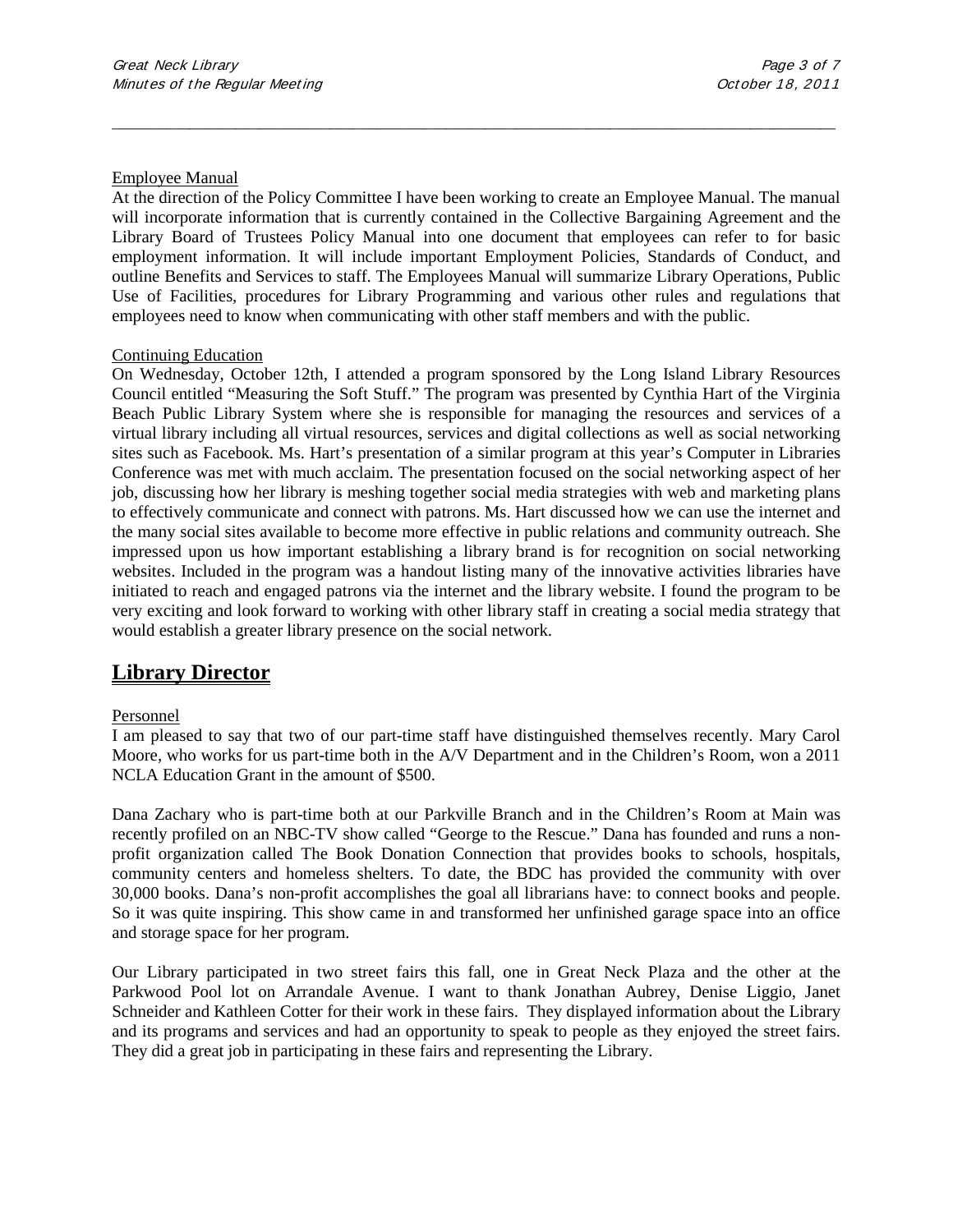Employee Manual

At the direction of the Policy Committee I have been working to create an Employee Manual. The manual will incorporate information that is currently contained in the Collective Bargaining Agreement and the Library Board of Trustees Policy Manual into one document that employees can refer to for basic employment information. It will include important Employment Policies, Standards of Conduct, and outline Benefits and Services to staff. The Employees Manual will summarize Library Operations, Public Use of Facilities, procedures for Library Programming and various other rules and regulations that employees need to know when communicating with other staff members and with the public.

Continuing Education

On Wednesday, October 12th, I attended a program sponsored by the Long Island Library Resources Council entitled "Measuring the Soft Stuff." The program was presented by Cynthia Hart of the Virginia Beach Public Library System where she is responsible for managing the resources and services of a virtual library including all virtual resources, services and digital collections as well as social networking sites such as Facebook. Ms. Hart's presentation of a similar program at this year's Computer in Libraries Conference was met with much acclaim. The presentation focused on the social networking aspect of her job, discussing how her library is meshing together social media strategies with web and marketing plans to effectively communicate and connect with patrons. Ms. Hart discussed how we can use the internet and the many social sites available to become more effective in public relations and community outreach. She impressed upon us how important establishing a library brand is for recognition on social networking websites. Included in the program was a handout listing many of the innovative activities libraries have initiated to reach and engaged patrons via the internet and the library website. I found the program to be very exciting and look forward to working with other library staff in creating a social media strategy that would establish a greater library presence on the social network.

## Library Director

Personnel

I am pleased to say that two of our part-time staff have distinguished themselves recently. Mary Carol Moore, who works for us part-time both in the A/V Department and in the Children's Room, won a 2011 NCLA Education Grant in the amount of $500.

Dana Zachary who is part-time both at our Parkville Branch and in the Children's Room at Main was recently profiled on an NBC-TV show called "George to the Rescue." Dana has founded and runs a non-profit organization called The Book Donation Connection that provides books to schools, hospitals, community centers and homeless shelters. To date, the BDC has provided the community with over 30,000 books. Dana's non-profit accomplishes the goal all librarians have: to connect books and people. So it was quite inspiring. This show came in and transformed her unfinished garage space into an office and storage space for her program.

Our Library participated in two street fairs this fall, one in Great Neck Plaza and the other at the Parkwood Pool lot on Arrandale Avenue. I want to thank Jonathan Aubrey, Denise Liggio, Janet Schneider and Kathleen Cotter for their work in these fairs. They displayed information about the Library and its programs and services and had an opportunity to speak to people as they enjoyed the street fairs. They did a great job in participating in these fairs and representing the Library.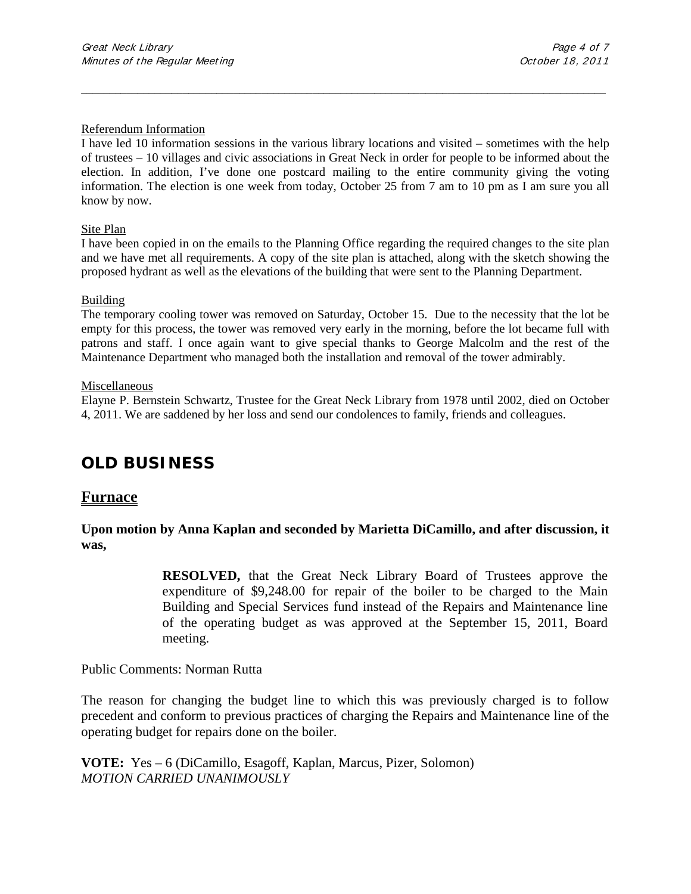Referendum Information

I have led 10 information sessions in the various library locations and visited – sometimes with the help of trustees – 10 villages and civic associations in Great Neck in order for people to be informed about the election. In addition, I've done one postcard mailing to the entire community giving the voting information. The election is one week from today, October 25 from 7 am to 10 pm as I am sure you all know by now.

Site Plan

I have been copied in on the emails to the Planning Office regarding the required changes to the site plan and we have met all requirements. A copy of the site plan is attached, along with the sketch showing the proposed hydrant as well as the elevations of the building that were sent to the Planning Department.

Building

The temporary cooling tower was removed on Saturday, October 15. Due to the necessity that the lot be empty for this process, the tower was removed very early in the morning, before the lot became full with patrons and staff. I once again want to give special thanks to George Malcolm and the rest of the Maintenance Department who managed both the installation and removal of the tower admirably.

Miscellaneous

Elayne P. Bernstein Schwartz, Trustee for the Great Neck Library from 1978 until 2002, died on October 4, 2011. We are saddened by her loss and send our condolences to family, friends and colleagues.

# OLD BUSINESS

## Furnace

**Upon motion by Anna Kaplan and seconded by Marietta DiCamillo, and after discussion, it was,**

> **RESOLVED,** that the Great Neck Library Board of Trustees approve the expenditure of $9,248.00 for repair of the boiler to be charged to the Main Building and Special Services fund instead of the Repairs and Maintenance line of the operating budget as was approved at the September 15, 2011, Board meeting.

Public Comments: Norman Rutta

The reason for changing the budget line to which this was previously charged is to follow precedent and conform to previous practices of charging the Repairs and Maintenance line of the operating budget for repairs done on the boiler.

**VOTE:** Yes – 6 (DiCamillo, Esagoff, Kaplan, Marcus, Pizer, Solomon)
*MOTION CARRIED UNANIMOUSLY*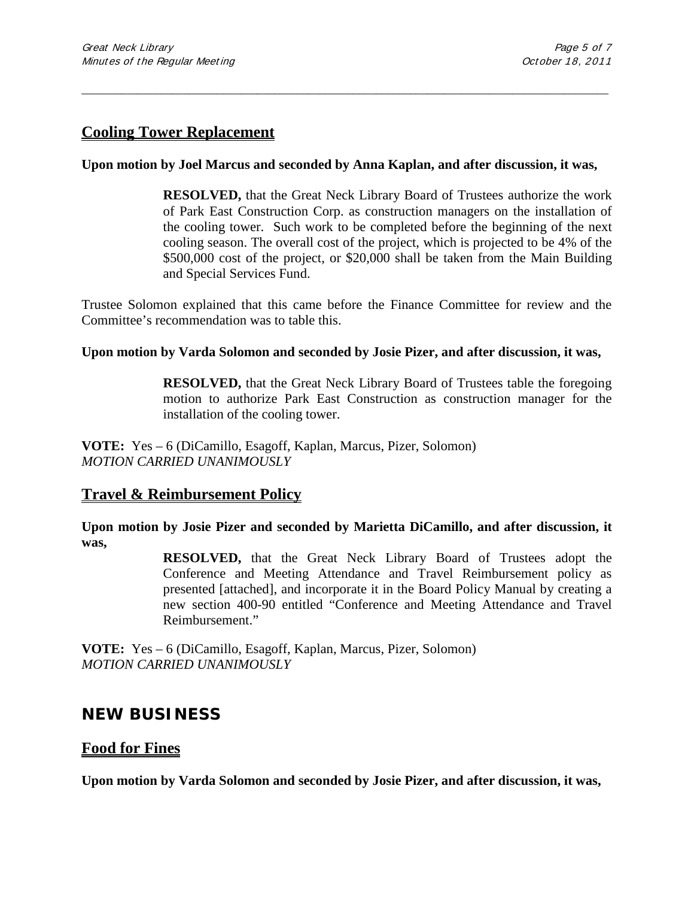## Cooling Tower Replacement

**Upon motion by Joel Marcus and seconded by Anna Kaplan, and after discussion, it was,**

> **RESOLVED,** that the Great Neck Library Board of Trustees authorize the work of Park East Construction Corp. as construction managers on the installation of the cooling tower. Such work to be completed before the beginning of the next cooling season. The overall cost of the project, which is projected to be 4% of the $500,000 cost of the project, or $20,000 shall be taken from the Main Building and Special Services Fund.

Trustee Solomon explained that this came before the Finance Committee for review and the Committee's recommendation was to table this.

**Upon motion by Varda Solomon and seconded by Josie Pizer, and after discussion, it was,**

> **RESOLVED,** that the Great Neck Library Board of Trustees table the foregoing motion to authorize Park East Construction as construction manager for the installation of the cooling tower.

**VOTE:** Yes – 6 (DiCamillo, Esagoff, Kaplan, Marcus, Pizer, Solomon)
*MOTION CARRIED UNANIMOUSLY*

## Travel & Reimbursement Policy

**Upon motion by Josie Pizer and seconded by Marietta DiCamillo, and after discussion, it was,**

> **RESOLVED,** that the Great Neck Library Board of Trustees adopt the Conference and Meeting Attendance and Travel Reimbursement policy as presented [attached], and incorporate it in the Board Policy Manual by creating a new section 400-90 entitled "Conference and Meeting Attendance and Travel Reimbursement."

**VOTE:** Yes – 6 (DiCamillo, Esagoff, Kaplan, Marcus, Pizer, Solomon)
*MOTION CARRIED UNANIMOUSLY*

# NEW BUSINESS

## Food for Fines

**Upon motion by Varda Solomon and seconded by Josie Pizer, and after discussion, it was,**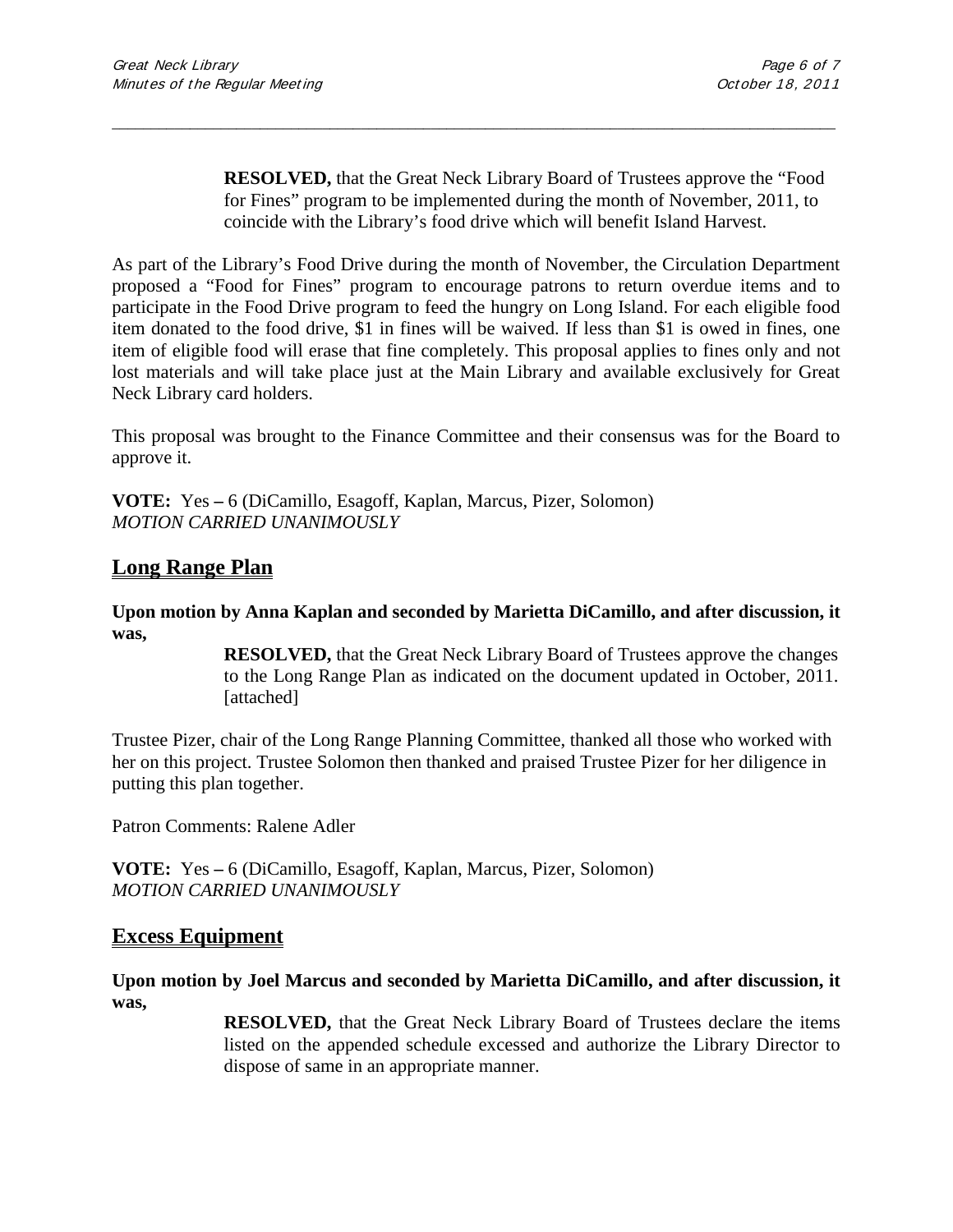**RESOLVED,** that the Great Neck Library Board of Trustees approve the "Food for Fines" program to be implemented during the month of November, 2011, to coincide with the Library's food drive which will benefit Island Harvest.

As part of the Library's Food Drive during the month of November, the Circulation Department proposed a "Food for Fines" program to encourage patrons to return overdue items and to participate in the Food Drive program to feed the hungry on Long Island. For each eligible food item donated to the food drive, \$1 in fines will be waived. If less than \$1 is owed in fines, one item of eligible food will erase that fine completely. This proposal applies to fines only and not lost materials and will take place just at the Main Library and available exclusively for Great Neck Library card holders.

This proposal was brought to the Finance Committee and their consensus was for the Board to approve it.

**VOTE:** Yes – 6 (DiCamillo, Esagoff, Kaplan, Marcus, Pizer, Solomon)
*MOTION CARRIED UNANIMOUSLY*

## Long Range Plan

**Upon motion by Anna Kaplan and seconded by Marietta DiCamillo, and after discussion, it was,**

**RESOLVED,** that the Great Neck Library Board of Trustees approve the changes to the Long Range Plan as indicated on the document updated in October, 2011. [attached]

Trustee Pizer, chair of the Long Range Planning Committee, thanked all those who worked with her on this project. Trustee Solomon then thanked and praised Trustee Pizer for her diligence in putting this plan together.

Patron Comments: Ralene Adler

**VOTE:** Yes – 6 (DiCamillo, Esagoff, Kaplan, Marcus, Pizer, Solomon)
*MOTION CARRIED UNANIMOUSLY*

## Excess Equipment

**Upon motion by Joel Marcus and seconded by Marietta DiCamillo, and after discussion, it was,**

**RESOLVED,** that the Great Neck Library Board of Trustees declare the items listed on the appended schedule excessed and authorize the Library Director to dispose of same in an appropriate manner.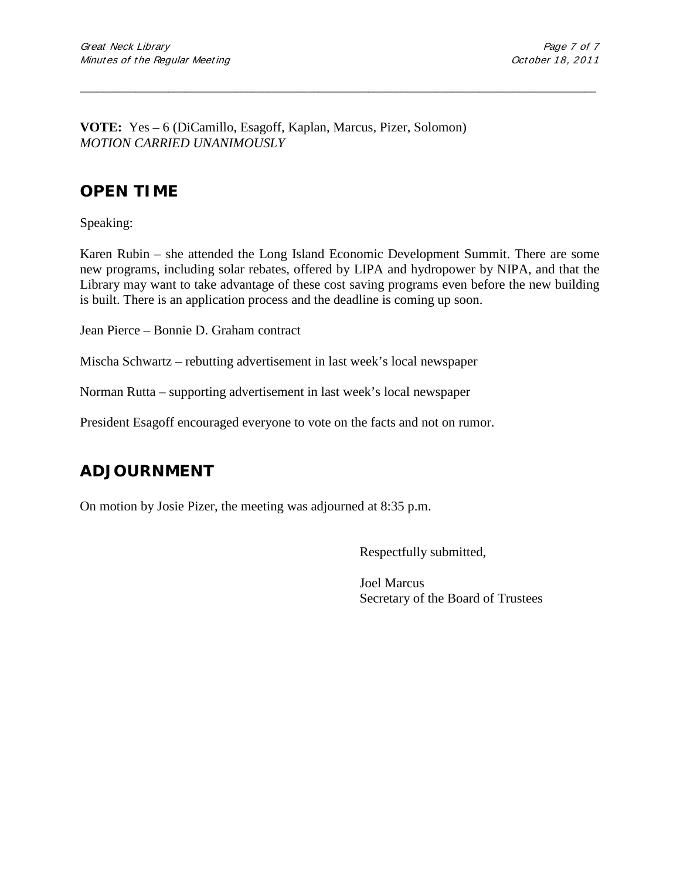**VOTE:** Yes – 6 (DiCamillo, Esagoff, Kaplan, Marcus, Pizer, Solomon)
*MOTION CARRIED UNANIMOUSLY*

## OPEN TIME

Speaking:

Karen Rubin – she attended the Long Island Economic Development Summit. There are some new programs, including solar rebates, offered by LIPA and hydropower by NIPA, and that the Library may want to take advantage of these cost saving programs even before the new building is built. There is an application process and the deadline is coming up soon.

Jean Pierce – Bonnie D. Graham contract

Mischa Schwartz – rebutting advertisement in last week's local newspaper

Norman Rutta – supporting advertisement in last week's local newspaper

President Esagoff encouraged everyone to vote on the facts and not on rumor.

## ADJOURNMENT

On motion by Josie Pizer, the meeting was adjourned at 8:35 p.m.

Respectfully submitted,

Joel Marcus
Secretary of the Board of Trustees